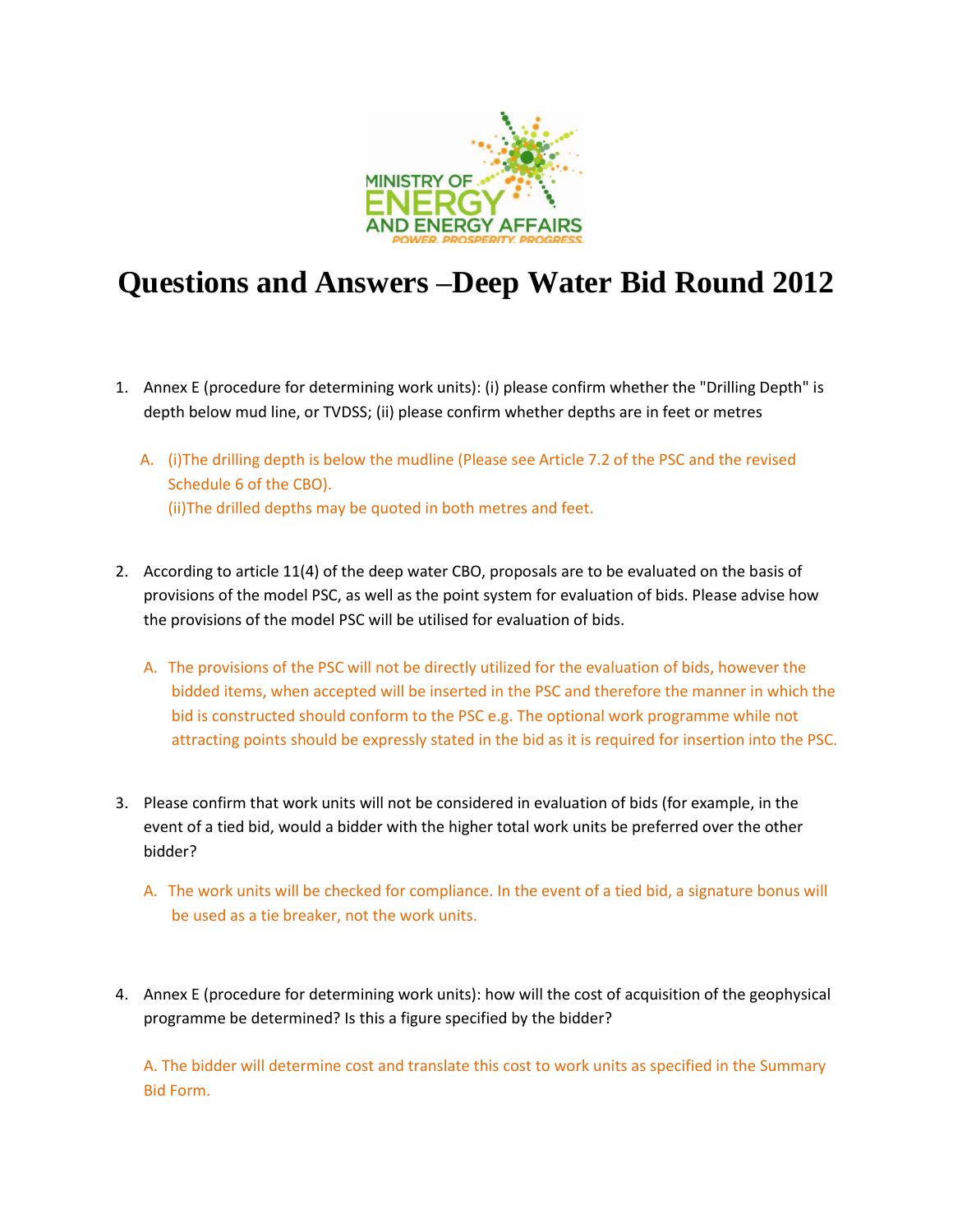# Questions and Answers –Deep Water Bid Round 2012

1. Annex E (procedure for determining work units): (i) please confirm whether the "Drilling Depth" is depth below mud line, or TVDSS; (ii) please confirm whether depths are in feet or metres

   A. (i)The drilling depth is below the mudline (Please see Article 7.2 of the PSC and the revised Schedule 6 of the CBO).
   (ii)The drilled depths may be quoted in both metres and feet.

2. According to article 11(4) of the deep water CBO, proposals are to be evaluated on the basis of provisions of the model PSC, as well as the point system for evaluation of bids. Please advise how the provisions of the model PSC will be utilised for evaluation of bids.

   A. The provisions of the PSC will not be directly utilized for the evaluation of bids, however the bidded items, when accepted will be inserted in the PSC and therefore the manner in which the bid is constructed should conform to the PSC e.g. The optional work programme while not attracting points should be expressly stated in the bid as it is required for insertion into the PSC.

3. Please confirm that work units will not be considered in evaluation of bids (for example, in the event of a tied bid, would a bidder with the higher total work units be preferred over the other bidder?

   A. The work units will be checked for compliance. In the event of a tied bid, a signature bonus will be used as a tie breaker, not the work units.

4. Annex E (procedure for determining work units): how will the cost of acquisition of the geophysical programme be determined? Is this a figure specified by the bidder?

   A. The bidder will determine cost and translate this cost to work units as specified in the Summary Bid Form.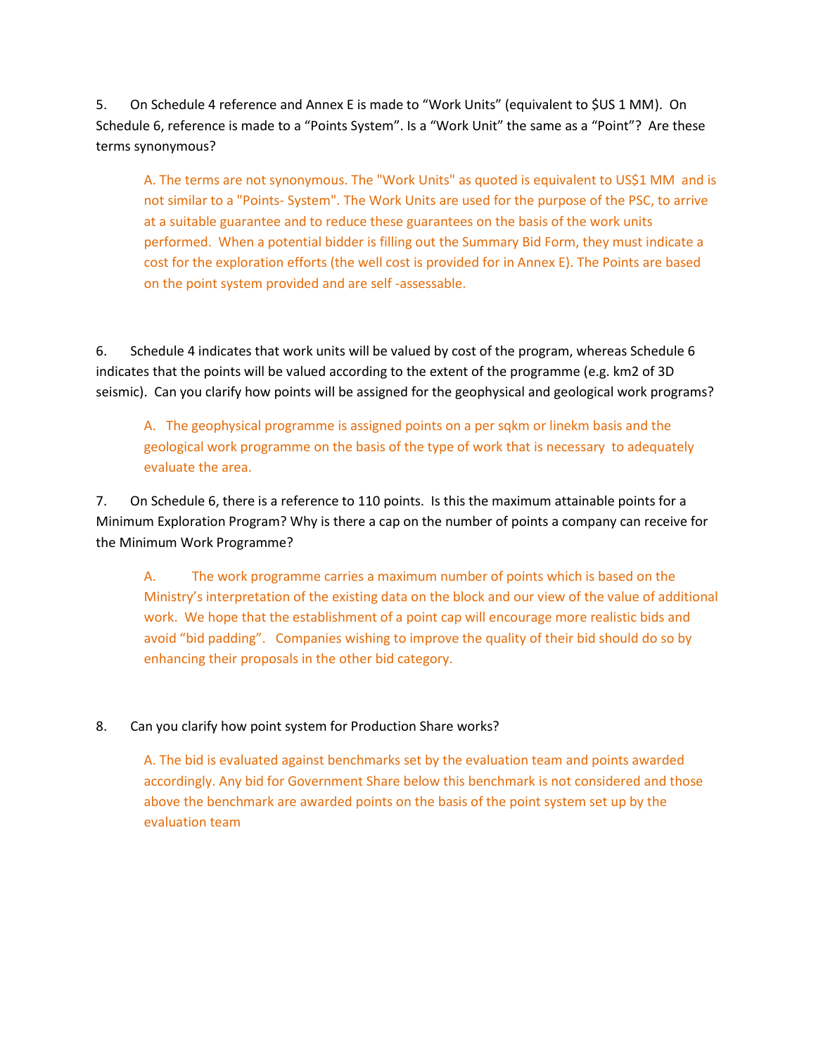5. On Schedule 4 reference and Annex E is made to "Work Units" (equivalent to $US 1 MM). On Schedule 6, reference is made to a "Points System". Is a "Work Unit" the same as a "Point"? Are these terms synonymous?

> A. The terms are not synonymous. The "Work Units" as quoted is equivalent to US$1 MM and is not similar to a "Points- System". The Work Units are used for the purpose of the PSC, to arrive at a suitable guarantee and to reduce these guarantees on the basis of the work units performed. When a potential bidder is filling out the Summary Bid Form, they must indicate a cost for the exploration efforts (the well cost is provided for in Annex E). The Points are based on the point system provided and are self -assessable.

6. Schedule 4 indicates that work units will be valued by cost of the program, whereas Schedule 6 indicates that the points will be valued according to the extent of the programme (e.g. km2 of 3D seismic). Can you clarify how points will be assigned for the geophysical and geological work programs?

> A. The geophysical programme is assigned points on a per sqkm or linekm basis and the geological work programme on the basis of the type of work that is necessary to adequately evaluate the area.

7. On Schedule 6, there is a reference to 110 points. Is this the maximum attainable points for a Minimum Exploration Program? Why is there a cap on the number of points a company can receive for the Minimum Work Programme?

> A. The work programme carries a maximum number of points which is based on the Ministry's interpretation of the existing data on the block and our view of the value of additional work. We hope that the establishment of a point cap will encourage more realistic bids and avoid "bid padding". Companies wishing to improve the quality of their bid should do so by enhancing their proposals in the other bid category.

8. Can you clarify how point system for Production Share works?

> A. The bid is evaluated against benchmarks set by the evaluation team and points awarded accordingly. Any bid for Government Share below this benchmark is not considered and those above the benchmark are awarded points on the basis of the point system set up by the evaluation team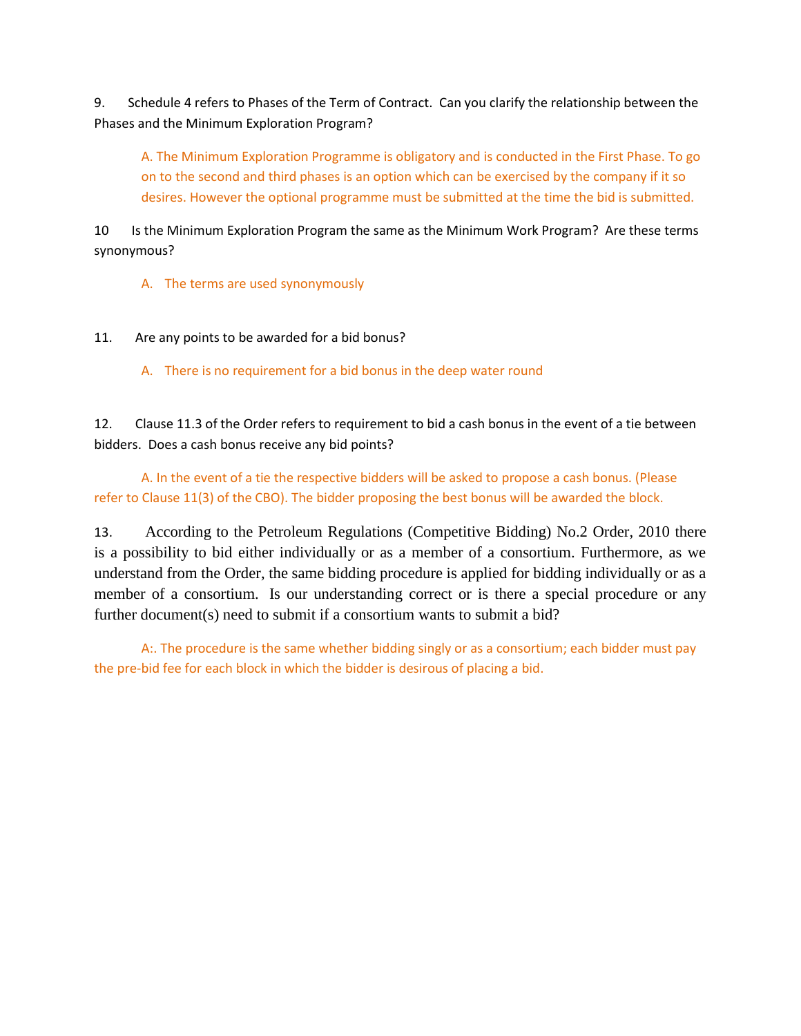9. Schedule 4 refers to Phases of the Term of Contract. Can you clarify the relationship between the Phases and the Minimum Exploration Program?

> A. The Minimum Exploration Programme is obligatory and is conducted in the First Phase. To go on to the second and third phases is an option which can be exercised by the company if it so desires. However the optional programme must be submitted at the time the bid is submitted.

10 Is the Minimum Exploration Program the same as the Minimum Work Program? Are these terms synonymous?

> A. The terms are used synonymously

11. Are any points to be awarded for a bid bonus?

> A. There is no requirement for a bid bonus in the deep water round

12. Clause 11.3 of the Order refers to requirement to bid a cash bonus in the event of a tie between bidders. Does a cash bonus receive any bid points?

> A. In the event of a tie the respective bidders will be asked to propose a cash bonus. (Please refer to Clause 11(3) of the CBO). The bidder proposing the best bonus will be awarded the block.

13. According to the Petroleum Regulations (Competitive Bidding) No.2 Order, 2010 there is a possibility to bid either individually or as a member of a consortium. Furthermore, as we understand from the Order, the same bidding procedure is applied for bidding individually or as a member of a consortium. Is our understanding correct or is there a special procedure or any further document(s) need to submit if a consortium wants to submit a bid?

> A:. The procedure is the same whether bidding singly or as a consortium; each bidder must pay the pre-bid fee for each block in which the bidder is desirous of placing a bid.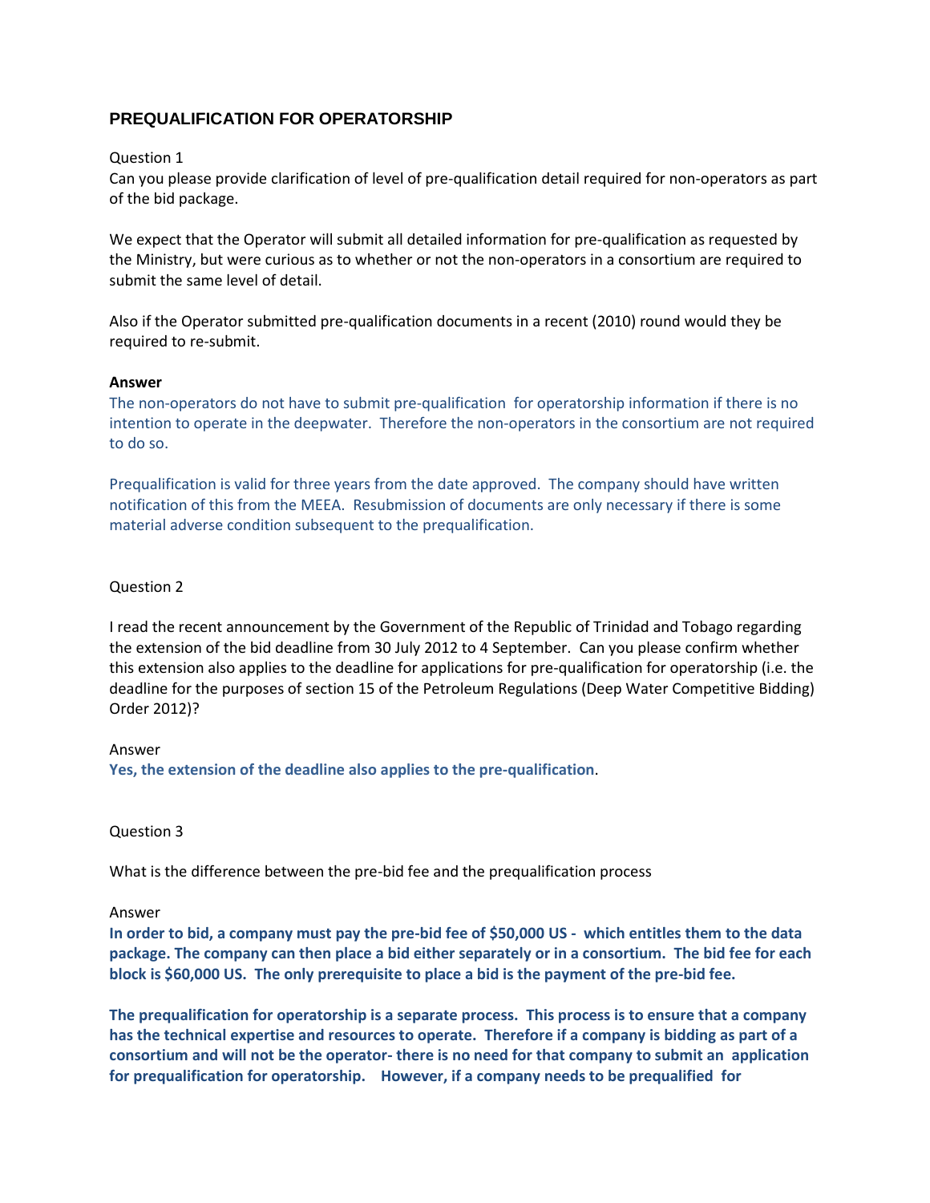## PREQUALIFICATION FOR OPERATORSHIP

Question 1

Can you please provide clarification of level of pre-qualification detail required for non-operators as part of the bid package.

We expect that the Operator will submit all detailed information for pre-qualification as requested by the Ministry, but were curious as to whether or not the non-operators in a consortium are required to submit the same level of detail.

Also if the Operator submitted pre-qualification documents in a recent (2010) round would they be required to re-submit.

**Answer**

The non-operators do not have to submit pre-qualification for operatorship information if there is no intention to operate in the deepwater. Therefore the non-operators in the consortium are not required to do so.

Prequalification is valid for three years from the date approved. The company should have written notification of this from the MEEA. Resubmission of documents are only necessary if there is some material adverse condition subsequent to the prequalification.

Question 2

I read the recent announcement by the Government of the Republic of Trinidad and Tobago regarding the extension of the bid deadline from 30 July 2012 to 4 September. Can you please confirm whether this extension also applies to the deadline for applications for pre-qualification for operatorship (i.e. the deadline for the purposes of section 15 of the Petroleum Regulations (Deep Water Competitive Bidding) Order 2012)?

Answer

**Yes, the extension of the deadline also applies to the pre-qualification**.

Question 3

What is the difference between the pre-bid fee and the prequalification process

Answer

**In order to bid, a company must pay the pre-bid fee of $50,000 US - which entitles them to the data package. The company can then place a bid either separately or in a consortium. The bid fee for each block is $60,000 US. The only prerequisite to place a bid is the payment of the pre-bid fee.**

**The prequalification for operatorship is a separate process. This process is to ensure that a company has the technical expertise and resources to operate. Therefore if a company is bidding as part of a consortium and will not be the operator- there is no need for that company to submit an application for prequalification for operatorship. However, if a company needs to be prequalified for**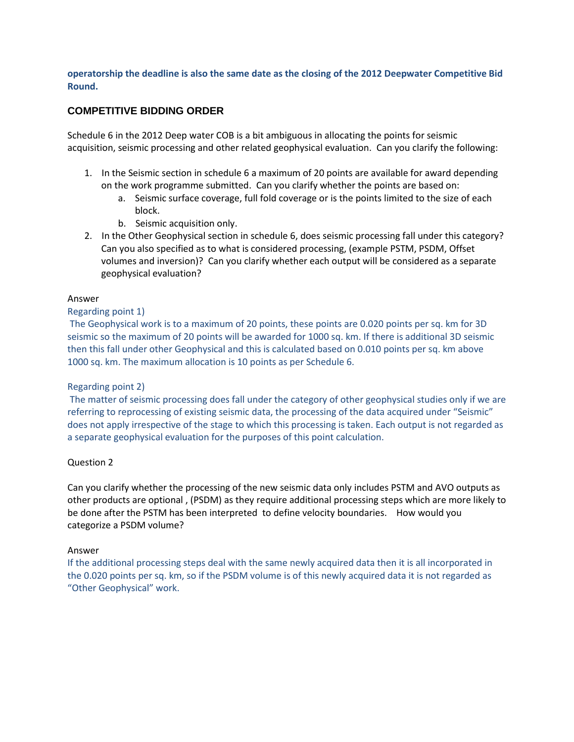**operatorship the deadline is also the same date as the closing of the 2012 Deepwater Competitive Bid Round.**

## COMPETITIVE BIDDING ORDER

Schedule 6 in the 2012 Deep water COB is a bit ambiguous in allocating the points for seismic acquisition, seismic processing and other related geophysical evaluation. Can you clarify the following:

1. In the Seismic section in schedule 6 a maximum of 20 points are available for award depending on the work programme submitted. Can you clarify whether the points are based on:
   a. Seismic surface coverage, full fold coverage or is the points limited to the size of each block.
   b. Seismic acquisition only.
2. In the Other Geophysical section in schedule 6, does seismic processing fall under this category? Can you also specified as to what is considered processing, (example PSTM, PSDM, Offset volumes and inversion)? Can you clarify whether each output will be considered as a separate geophysical evaluation?

Answer

Regarding point 1)

The Geophysical work is to a maximum of 20 points, these points are 0.020 points per sq. km for 3D seismic so the maximum of 20 points will be awarded for 1000 sq. km. If there is additional 3D seismic then this fall under other Geophysical and this is calculated based on 0.010 points per sq. km above 1000 sq. km. The maximum allocation is 10 points as per Schedule 6.

Regarding point 2)

The matter of seismic processing does fall under the category of other geophysical studies only if we are referring to reprocessing of existing seismic data, the processing of the data acquired under "Seismic" does not apply irrespective of the stage to which this processing is taken. Each output is not regarded as a separate geophysical evaluation for the purposes of this point calculation.

Question 2

Can you clarify whether the processing of the new seismic data only includes PSTM and AVO outputs as other products are optional , (PSDM) as they require additional processing steps which are more likely to be done after the PSTM has been interpreted to define velocity boundaries. How would you categorize a PSDM volume?

Answer

If the additional processing steps deal with the same newly acquired data then it is all incorporated in the 0.020 points per sq. km, so if the PSDM volume is of this newly acquired data it is not regarded as "Other Geophysical" work.